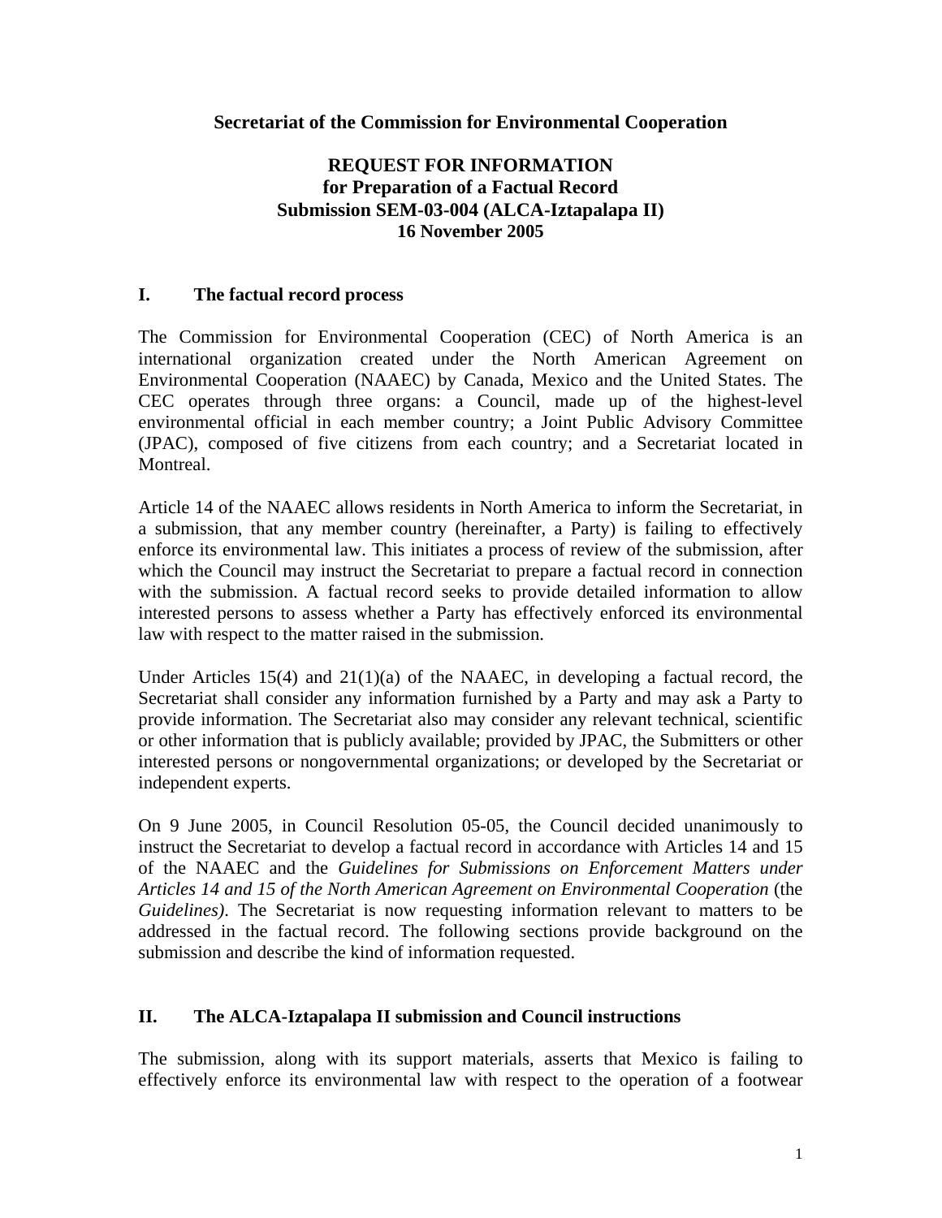**Secretariat of the Commission for Environmental Cooperation**

# REQUEST FOR INFORMATION
# for Preparation of a Factual Record
# Submission SEM-03-004 (ALCA-Iztapalapa II)
# 16 November 2005

## I. The factual record process

The Commission for Environmental Cooperation (CEC) of North America is an international organization created under the North American Agreement on Environmental Cooperation (NAAEC) by Canada, Mexico and the United States. The CEC operates through three organs: a Council, made up of the highest-level environmental official in each member country; a Joint Public Advisory Committee (JPAC), composed of five citizens from each country; and a Secretariat located in Montreal.

Article 14 of the NAAEC allows residents in North America to inform the Secretariat, in a submission, that any member country (hereinafter, a Party) is failing to effectively enforce its environmental law. This initiates a process of review of the submission, after which the Council may instruct the Secretariat to prepare a factual record in connection with the submission. A factual record seeks to provide detailed information to allow interested persons to assess whether a Party has effectively enforced its environmental law with respect to the matter raised in the submission.

Under Articles 15(4) and 21(1)(a) of the NAAEC, in developing a factual record, the Secretariat shall consider any information furnished by a Party and may ask a Party to provide information. The Secretariat also may consider any relevant technical, scientific or other information that is publicly available; provided by JPAC, the Submitters or other interested persons or nongovernmental organizations; or developed by the Secretariat or independent experts.

On 9 June 2005, in Council Resolution 05-05, the Council decided unanimously to instruct the Secretariat to develop a factual record in accordance with Articles 14 and 15 of the NAAEC and the *Guidelines for Submissions on Enforcement Matters under Articles 14 and 15 of the North American Agreement on Environmental Cooperation* (the *Guidelines)*. The Secretariat is now requesting information relevant to matters to be addressed in the factual record. The following sections provide background on the submission and describe the kind of information requested.

## II. The ALCA-Iztapalapa II submission and Council instructions

The submission, along with its support materials, asserts that Mexico is failing to effectively enforce its environmental law with respect to the operation of a footwear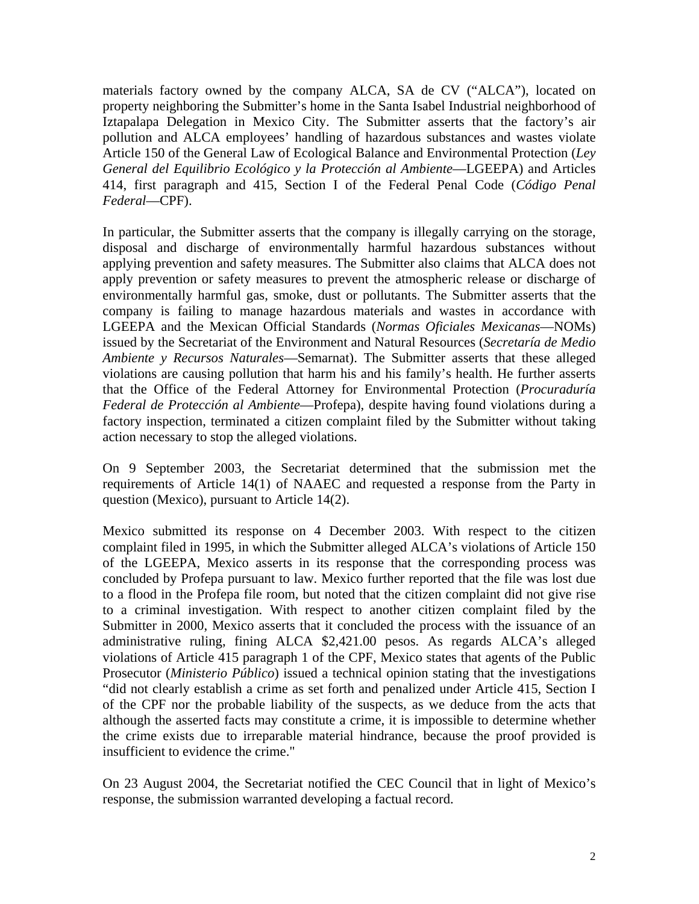materials factory owned by the company ALCA, SA de CV ("ALCA"), located on property neighboring the Submitter's home in the Santa Isabel Industrial neighborhood of Iztapalapa Delegation in Mexico City. The Submitter asserts that the factory's air pollution and ALCA employees' handling of hazardous substances and wastes violate Article 150 of the General Law of Ecological Balance and Environmental Protection (*Ley General del Equilibrio Ecológico y la Protección al Ambiente*—LGEEPA) and Articles 414, first paragraph and 415, Section I of the Federal Penal Code (*Código Penal Federal*—CPF).

In particular, the Submitter asserts that the company is illegally carrying on the storage, disposal and discharge of environmentally harmful hazardous substances without applying prevention and safety measures. The Submitter also claims that ALCA does not apply prevention or safety measures to prevent the atmospheric release or discharge of environmentally harmful gas, smoke, dust or pollutants. The Submitter asserts that the company is failing to manage hazardous materials and wastes in accordance with LGEEPA and the Mexican Official Standards (*Normas Oficiales Mexicanas*—NOMs) issued by the Secretariat of the Environment and Natural Resources (*Secretaría de Medio Ambiente y Recursos Naturales*—Semarnat). The Submitter asserts that these alleged violations are causing pollution that harm his and his family's health. He further asserts that the Office of the Federal Attorney for Environmental Protection (*Procuraduría Federal de Protección al Ambiente*—Profepa), despite having found violations during a factory inspection, terminated a citizen complaint filed by the Submitter without taking action necessary to stop the alleged violations.

On 9 September 2003, the Secretariat determined that the submission met the requirements of Article 14(1) of NAAEC and requested a response from the Party in question (Mexico), pursuant to Article 14(2).

Mexico submitted its response on 4 December 2003. With respect to the citizen complaint filed in 1995, in which the Submitter alleged ALCA's violations of Article 150 of the LGEEPA, Mexico asserts in its response that the corresponding process was concluded by Profepa pursuant to law. Mexico further reported that the file was lost due to a flood in the Profepa file room, but noted that the citizen complaint did not give rise to a criminal investigation. With respect to another citizen complaint filed by the Submitter in 2000, Mexico asserts that it concluded the process with the issuance of an administrative ruling, fining ALCA $2,421.00 pesos. As regards ALCA's alleged violations of Article 415 paragraph 1 of the CPF, Mexico states that agents of the Public Prosecutor (*Ministerio Público*) issued a technical opinion stating that the investigations "did not clearly establish a crime as set forth and penalized under Article 415, Section I of the CPF nor the probable liability of the suspects, as we deduce from the acts that although the asserted facts may constitute a crime, it is impossible to determine whether the crime exists due to irreparable material hindrance, because the proof provided is insufficient to evidence the crime."

On 23 August 2004, the Secretariat notified the CEC Council that in light of Mexico's response, the submission warranted developing a factual record.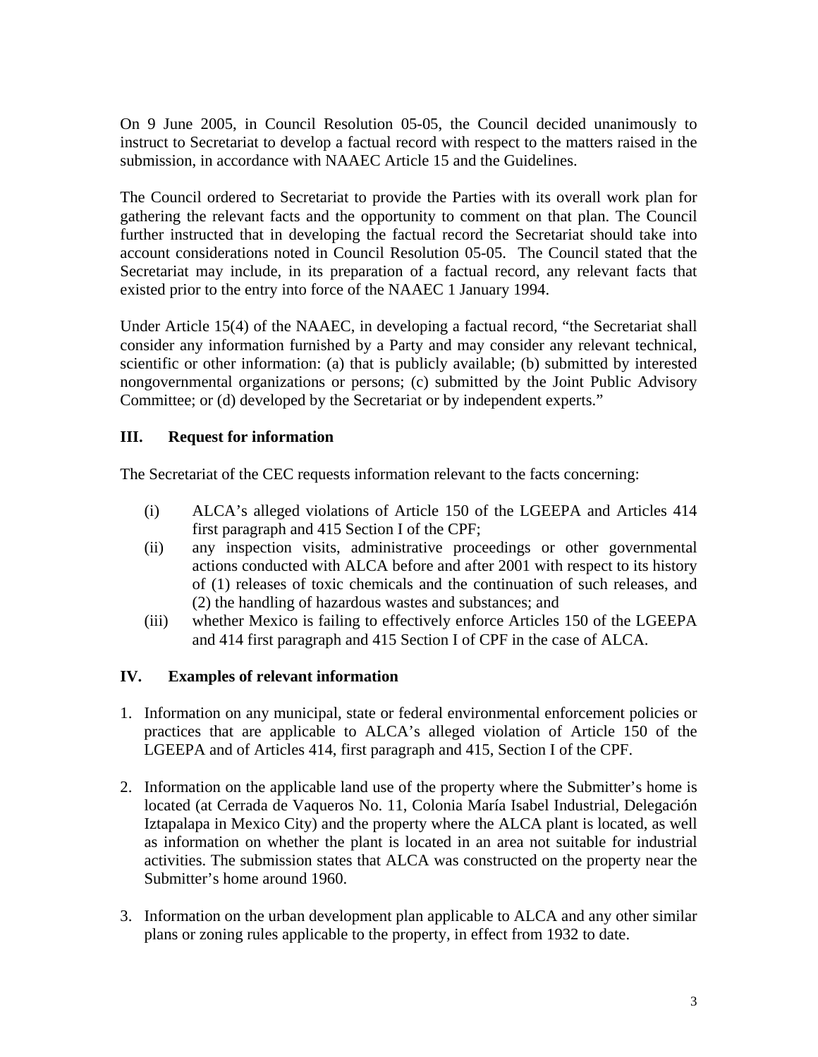On 9 June 2005, in Council Resolution 05-05, the Council decided unanimously to instruct to Secretariat to develop a factual record with respect to the matters raised in the submission, in accordance with NAAEC Article 15 and the Guidelines.

The Council ordered to Secretariat to provide the Parties with its overall work plan for gathering the relevant facts and the opportunity to comment on that plan. The Council further instructed that in developing the factual record the Secretariat should take into account considerations noted in Council Resolution 05-05. The Council stated that the Secretariat may include, in its preparation of a factual record, any relevant facts that existed prior to the entry into force of the NAAEC 1 January 1994.

Under Article 15(4) of the NAAEC, in developing a factual record, "the Secretariat shall consider any information furnished by a Party and may consider any relevant technical, scientific or other information: (a) that is publicly available; (b) submitted by interested nongovernmental organizations or persons; (c) submitted by the Joint Public Advisory Committee; or (d) developed by the Secretariat or by independent experts."

## III. Request for information

The Secretariat of the CEC requests information relevant to the facts concerning:

(i) ALCA's alleged violations of Article 150 of the LGEEPA and Articles 414 first paragraph and 415 Section I of the CPF;

(ii) any inspection visits, administrative proceedings or other governmental actions conducted with ALCA before and after 2001 with respect to its history of (1) releases of toxic chemicals and the continuation of such releases, and (2) the handling of hazardous wastes and substances; and

(iii) whether Mexico is failing to effectively enforce Articles 150 of the LGEEPA and 414 first paragraph and 415 Section I of CPF in the case of ALCA.

## IV. Examples of relevant information

1. Information on any municipal, state or federal environmental enforcement policies or practices that are applicable to ALCA's alleged violation of Article 150 of the LGEEPA and of Articles 414, first paragraph and 415, Section I of the CPF.

2. Information on the applicable land use of the property where the Submitter's home is located (at Cerrada de Vaqueros No. 11, Colonia María Isabel Industrial, Delegación Iztapalapa in Mexico City) and the property where the ALCA plant is located, as well as information on whether the plant is located in an area not suitable for industrial activities. The submission states that ALCA was constructed on the property near the Submitter's home around 1960.

3. Information on the urban development plan applicable to ALCA and any other similar plans or zoning rules applicable to the property, in effect from 1932 to date.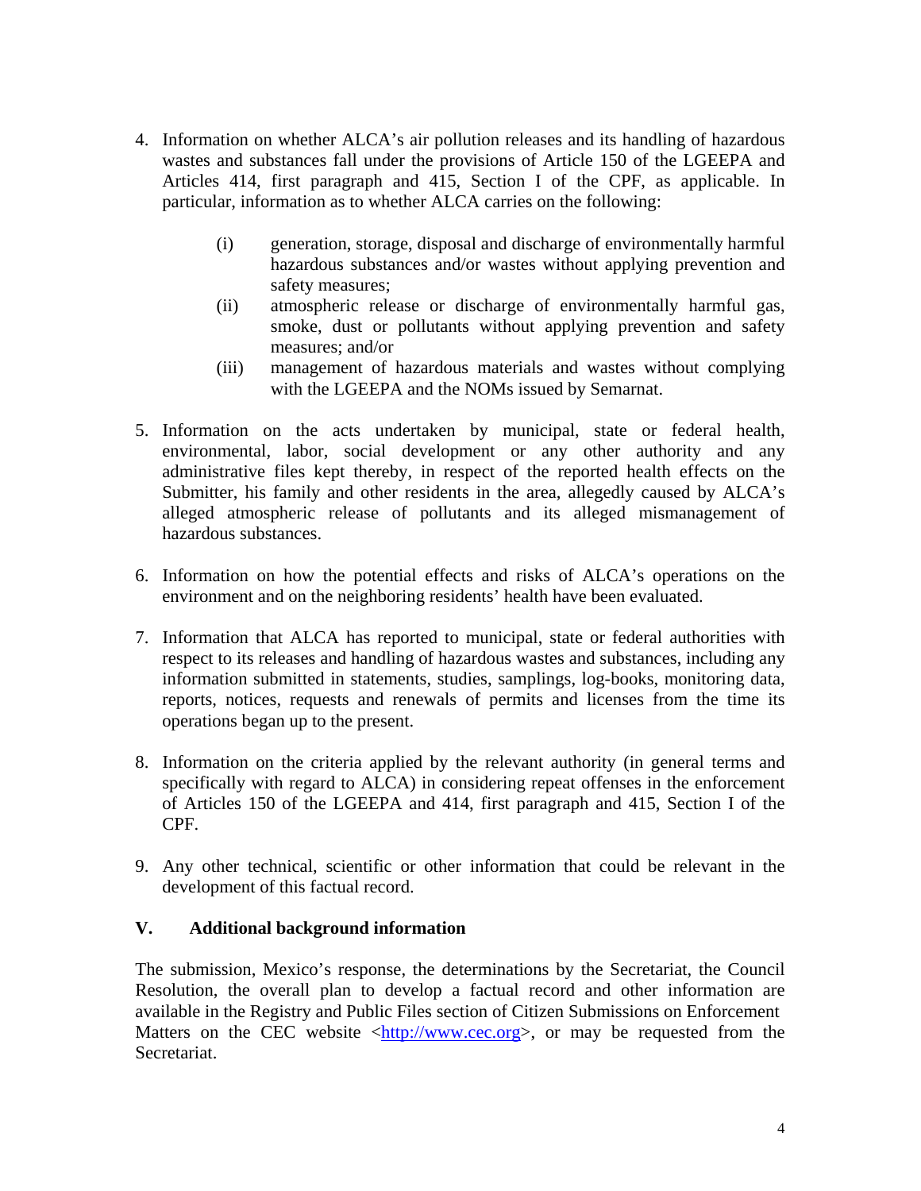4. Information on whether ALCA's air pollution releases and its handling of hazardous wastes and substances fall under the provisions of Article 150 of the LGEEPA and Articles 414, first paragraph and 415, Section I of the CPF, as applicable. In particular, information as to whether ALCA carries on the following:

    (i) generation, storage, disposal and discharge of environmentally harmful hazardous substances and/or wastes without applying prevention and safety measures;
    (ii) atmospheric release or discharge of environmentally harmful gas, smoke, dust or pollutants without applying prevention and safety measures; and/or
    (iii) management of hazardous materials and wastes without complying with the LGEEPA and the NOMs issued by Semarnat.

5. Information on the acts undertaken by municipal, state or federal health, environmental, labor, social development or any other authority and any administrative files kept thereby, in respect of the reported health effects on the Submitter, his family and other residents in the area, allegedly caused by ALCA's alleged atmospheric release of pollutants and its alleged mismanagement of hazardous substances.

6. Information on how the potential effects and risks of ALCA's operations on the environment and on the neighboring residents' health have been evaluated.

7. Information that ALCA has reported to municipal, state or federal authorities with respect to its releases and handling of hazardous wastes and substances, including any information submitted in statements, studies, samplings, log-books, monitoring data, reports, notices, requests and renewals of permits and licenses from the time its operations began up to the present.

8. Information on the criteria applied by the relevant authority (in general terms and specifically with regard to ALCA) in considering repeat offenses in the enforcement of Articles 150 of the LGEEPA and 414, first paragraph and 415, Section I of the CPF.

9. Any other technical, scientific or other information that could be relevant in the development of this factual record.

## V. Additional background information

The submission, Mexico's response, the determinations by the Secretariat, the Council Resolution, the overall plan to develop a factual record and other information are available in the Registry and Public Files section of Citizen Submissions on Enforcement Matters on the CEC website <http://www.cec.org>, or may be requested from the Secretariat.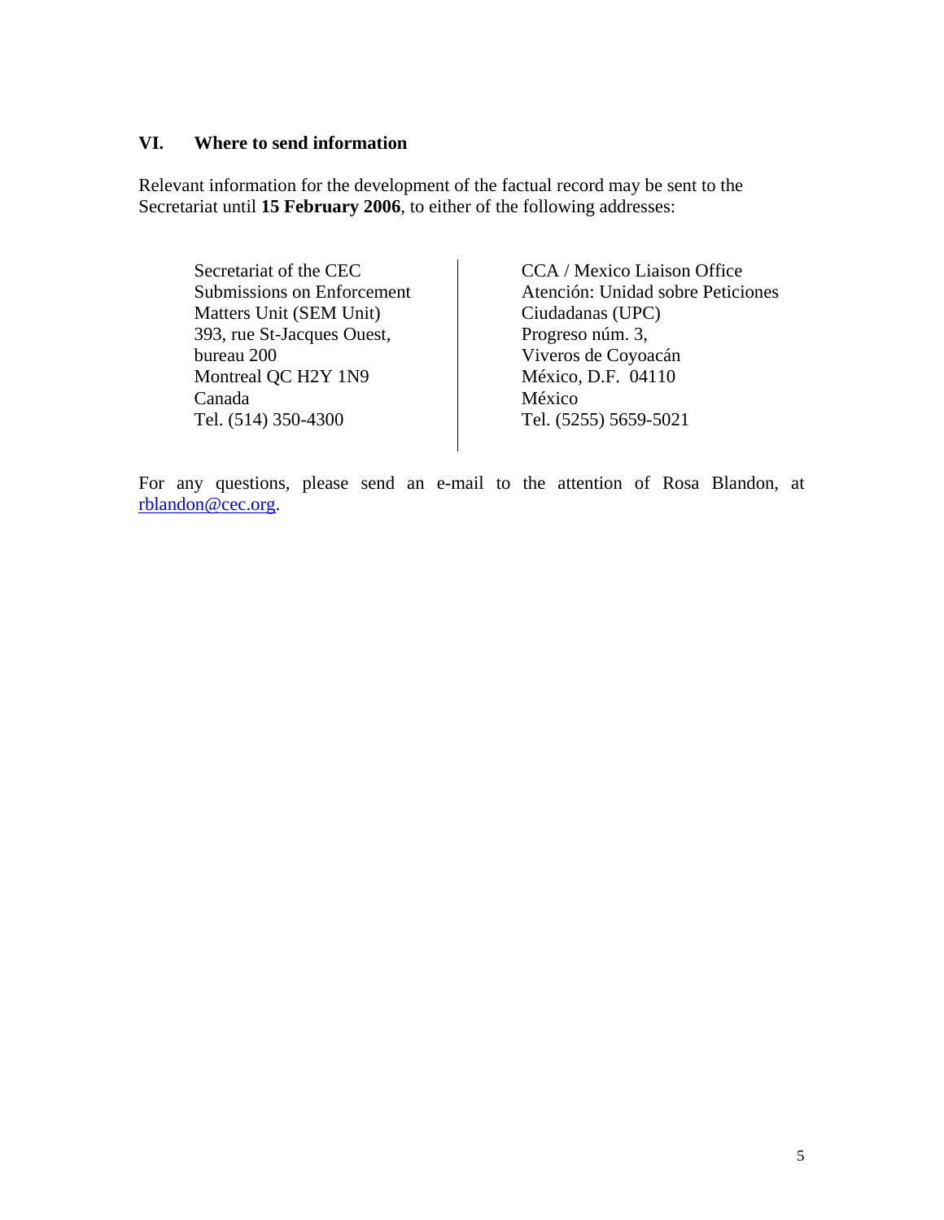## VI. Where to send information

Relevant information for the development of the factual record may be sent to the Secretariat until **15 February 2006**, to either of the following addresses:

Secretariat of the CEC
Submissions on Enforcement Matters Unit (SEM Unit)
393, rue St-Jacques Ouest, bureau 200
Montreal QC H2Y 1N9
Canada
Tel. (514) 350-4300

CCA / Mexico Liaison Office
Atención: Unidad sobre Peticiones Ciudadanas (UPC)
Progreso núm. 3,
Viveros de Coyoacán
México, D.F. 04110
México
Tel. (5255) 5659-5021

For any questions, please send an e-mail to the attention of Rosa Blandon, at rblandon@cec.org.